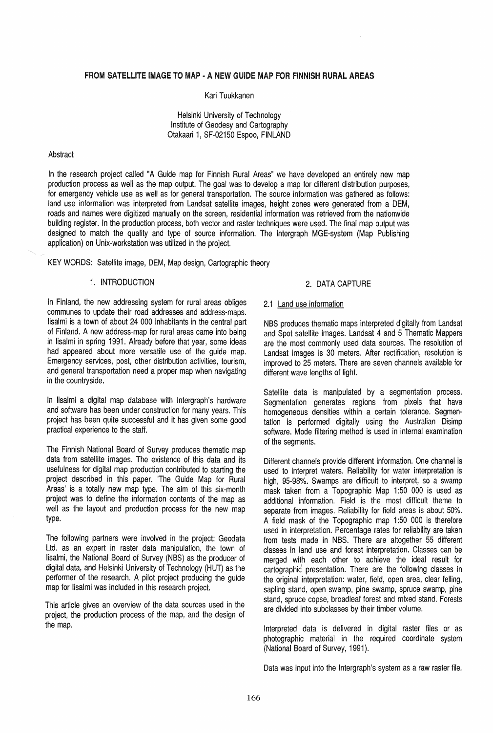# FROM SATELLITE IMAGE TO MAP - A NEW GUIDE MAP FOR FINNISH RURAL AREAS

Kari Tuukkanen

Helsinki University of Technology
Institute of Geodesy and Cartography
Otakaari 1, SF-02150 Espoo, FINLAND

## Abstract

In the research project called "A Guide map for Finnish Rural Areas" we have developed an entirely new map production process as well as the map output. The goal was to develop a map for different distribution purposes, for emergency vehicle use as well as for general transportation. The source information was gathered as follows: land use information was interpreted from Landsat satellite images, height zones were generated from a DEM, roads and names were digitized manually on the screen, residential information was retrieved from the nationwide building register. In the production process, both vector and raster techniques were used. The final map output was designed to match the quality and type of source information. The Intergraph MGE-system (Map Publishing application) on Unix-workstation was utilized in the project.

KEY WORDS: Satellite image, DEM, Map design, Cartographic theory

## 1. INTRODUCTION

In Finland, the new addressing system for rural areas obliges communes to update their road addresses and address-maps. Iisalmi is a town of about 24 000 inhabitants in the central part of Finland. A new address-map for rural areas came into being in Iisalmi in spring 1991. Already before that year, some ideas had appeared about more versatile use of the guide map. Emergency services, post, other distribution activities, tourism, and general transportation need a proper map when navigating in the countryside.

In Iisalmi a digital map database with Intergraph's hardware and software has been under construction for many years. This project has been quite successful and it has given some good practical experience to the staff.

The Finnish National Board of Survey produces thematic map data from satellite images. The existence of this data and its usefulness for digital map production contributed to starting the project described in this paper. 'The Guide Map for Rural Areas' is a totally new map type. The aim of this six-month project was to define the information contents of the map as well as the layout and production process for the new map type.

The following partners were involved in the project: Geodata Ltd. as an expert in raster data manipulation, the town of Iisalmi, the National Board of Survey (NBS) as the producer of digital data, and Helsinki University of Technology (HUT) as the performer of the research. A pilot project producing the guide map for Iisalmi was included in this research project.

This article gives an overview of the data sources used in the project, the production process of the map, and the design of the map.

## 2. DATA CAPTURE

### 2.1 Land use information

NBS produces thematic maps interpreted digitally from Landsat and Spot satellite images. Landsat 4 and 5 Thematic Mappers are the most commonly used data sources. The resolution of Landsat images is 30 meters. After rectification, resolution is improved to 25 meters. There are seven channels available for different wave lengths of light.

Satellite data is manipulated by a segmentation process. Segmentation generates regions from pixels that have homogeneous densities within a certain tolerance. Segmentation is performed digitally using the Australian Disimp software. Mode filtering method is used in internal examination of the segments.

Different channels provide different information. One channel is used to interpret waters. Reliability for water interpretation is high, 95-98%. Swamps are difficult to interpret, so a swamp mask taken from a Topographic Map 1:50 000 is used as additional information. Field is the most difficult theme to separate from images. Reliability for field areas is about 50%. A field mask of the Topographic map 1:50 000 is therefore used in interpretation. Percentage rates for reliability are taken from tests made in NBS. There are altogether 55 different classes in land use and forest interpretation. Classes can be merged with each other to achieve the ideal result for cartographic presentation. There are the following classes in the original interpretation: water, field, open area, clear felling, sapling stand, open swamp, pine swamp, spruce swamp, pine stand, spruce copse, broadleaf forest and mixed stand. Forests are divided into subclasses by their timber volume.

Interpreted data is delivered in digital raster files or as photographic material in the required coordinate system (National Board of Survey, 1991).

Data was input into the Intergraph's system as a raw raster file.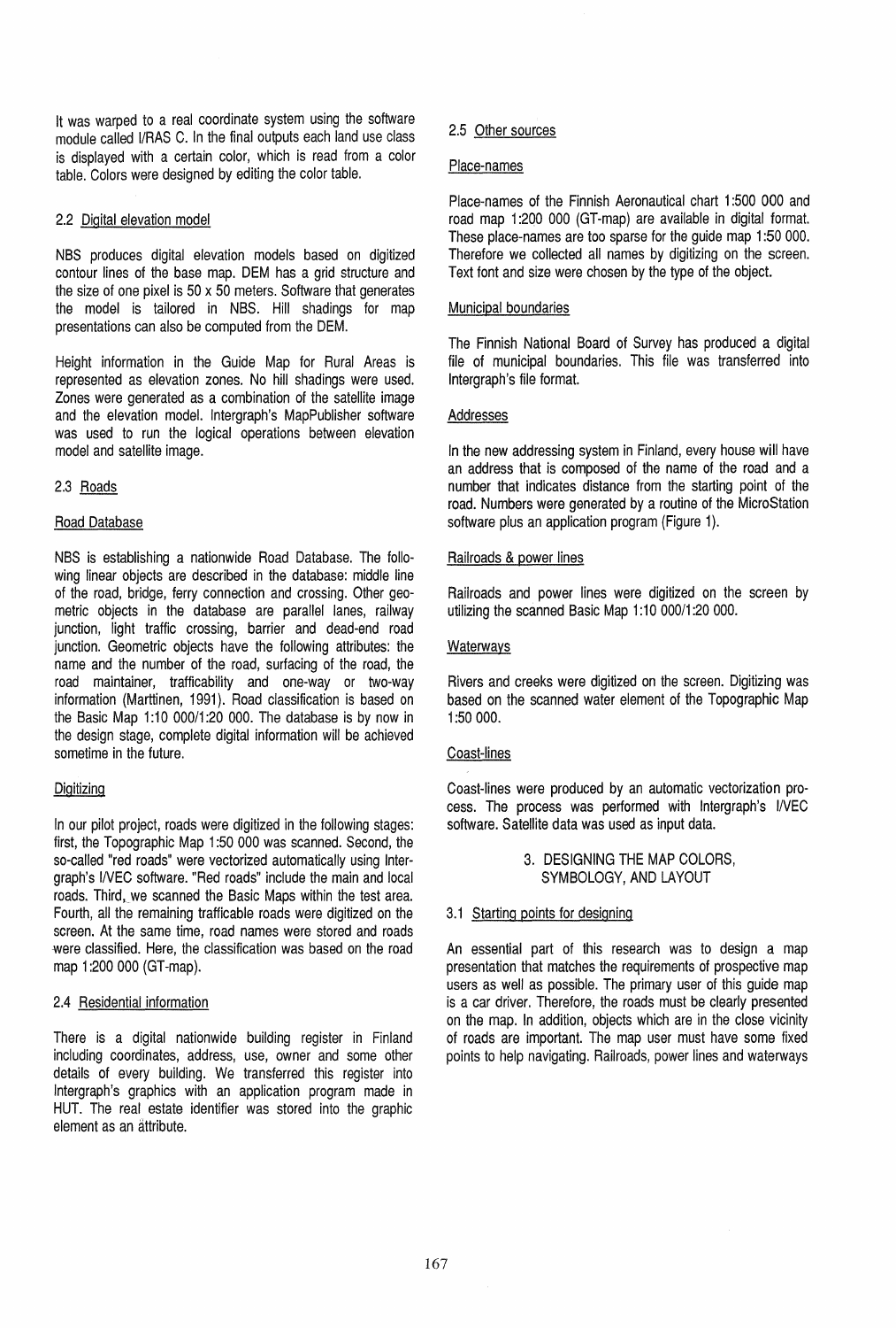It was warped to a real coordinate system using the software module called I/RAS C. In the final outputs each land use class is displayed with a certain color, which is read from a color table. Colors were designed by editing the color table.

### 2.2 Digital elevation model

NBS produces digital elevation models based on digitized contour lines of the base map. DEM has a grid structure and the size of one pixel is 50 x 50 meters. Software that generates the model is tailored in NBS. Hill shadings for map presentations can also be computed from the DEM.

Height information in the Guide Map for Rural Areas is represented as elevation zones. No hill shadings were used. Zones were generated as a combination of the satellite image and the elevation model. Intergraph's MapPublisher software was used to run the logical operations between elevation model and satellite image.

### 2.3 Roads

#### Road Database

NBS is establishing a nationwide Road Database. The following linear objects are described in the database: middle line of the road, bridge, ferry connection and crossing. Other geometric objects in the database are parallel lanes, railway junction, light traffic crossing, barrier and dead-end road junction. Geometric objects have the following attributes: the name and the number of the road, surfacing of the road, the road maintainer, trafficability and one-way or two-way information (Marttinen, 1991). Road classification is based on the Basic Map 1:10 000/1:20 000. The database is by now in the design stage, complete digital information will be achieved sometime in the future.

#### Digitizing

In our pilot project, roads were digitized in the following stages: first, the Topographic Map 1:50 000 was scanned. Second, the so-called "red roads" were vectorized automatically using Intergraph's I/VEC software. "Red roads" include the main and local roads. Third, we scanned the Basic Maps within the test area. Fourth, all the remaining trafficable roads were digitized on the screen. At the same time, road names were stored and roads were classified. Here, the classification was based on the road map 1:200 000 (GT-map).

### 2.4 Residential information

There is a digital nationwide building register in Finland including coordinates, address, use, owner and some other details of every building. We transferred this register into Intergraph's graphics with an application program made in HUT. The real estate identifier was stored into the graphic element as an attribute.

### 2.5 Other sources

#### Place-names

Place-names of the Finnish Aeronautical chart 1:500 000 and road map 1:200 000 (GT-map) are available in digital format. These place-names are too sparse for the guide map 1:50 000. Therefore we collected all names by digitizing on the screen. Text font and size were chosen by the type of the object.

#### Municipal boundaries

The Finnish National Board of Survey has produced a digital file of municipal boundaries. This file was transferred into Intergraph's file format.

#### Addresses

In the new addressing system in Finland, every house will have an address that is composed of the name of the road and a number that indicates distance from the starting point of the road. Numbers were generated by a routine of the MicroStation software plus an application program (Figure 1).

#### Railroads & power lines

Railroads and power lines were digitized on the screen by utilizing the scanned Basic Map 1:10 000/1:20 000.

#### Waterways

Rivers and creeks were digitized on the screen. Digitizing was based on the scanned water element of the Topographic Map 1:50 000.

#### Coast-lines

Coast-lines were produced by an automatic vectorization process. The process was performed with Intergraph's I/VEC software. Satellite data was used as input data.

## 3. DESIGNING THE MAP COLORS, SYMBOLOGY, AND LAYOUT

### 3.1 Starting points for designing

An essential part of this research was to design a map presentation that matches the requirements of prospective map users as well as possible. The primary user of this guide map is a car driver. Therefore, the roads must be clearly presented on the map. In addition, objects which are in the close vicinity of roads are important. The map user must have some fixed points to help navigating. Railroads, power lines and waterways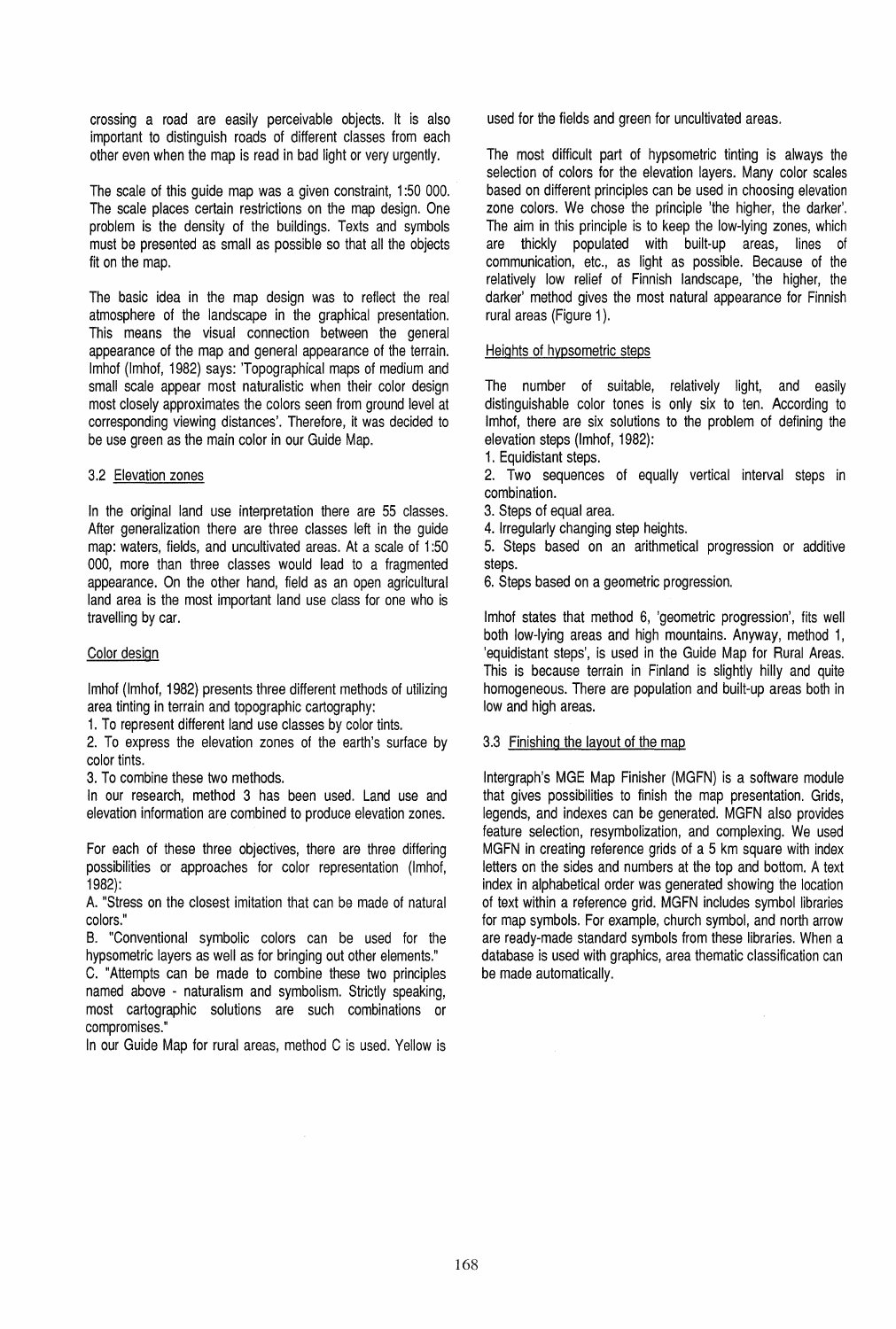crossing a road are easily perceivable objects. It is also important to distinguish roads of different classes from each other even when the map is read in bad light or very urgently.

The scale of this guide map was a given constraint, 1:50 000. The scale places certain restrictions on the map design. One problem is the density of the buildings. Texts and symbols must be presented as small as possible so that all the objects fit on the map.

The basic idea in the map design was to reflect the real atmosphere of the landscape in the graphical presentation. This means the visual connection between the general appearance of the map and general appearance of the terrain. Imhof (Imhof, 1982) says: 'Topographical maps of medium and small scale appear most naturalistic when their color design most closely approximates the colors seen from ground level at corresponding viewing distances'. Therefore, it was decided to be use green as the main color in our Guide Map.

### 3.2 Elevation zones

In the original land use interpretation there are 55 classes. After generalization there are three classes left in the guide map: waters, fields, and uncultivated areas. At a scale of 1:50 000, more than three classes would lead to a fragmented appearance. On the other hand, field as an open agricultural land area is the most important land use class for one who is travelling by car.

#### Color design

Imhof (Imhof, 1982) presents three different methods of utilizing area tinting in terrain and topographic cartography:

1. To represent different land use classes by color tints.
2. To express the elevation zones of the earth's surface by color tints.
3. To combine these two methods.

In our research, method 3 has been used. Land use and elevation information are combined to produce elevation zones.

For each of these three objectives, there are three differing possibilities or approaches for color representation (Imhof, 1982):

A. "Stress on the closest imitation that can be made of natural colors."

B. "Conventional symbolic colors can be used for the hypsometric layers as well as for bringing out other elements."

C. "Attempts can be made to combine these two principles named above - naturalism and symbolism. Strictly speaking, most cartographic solutions are such combinations or compromises."

In our Guide Map for rural areas, method C is used. Yellow is used for the fields and green for uncultivated areas.

The most difficult part of hypsometric tinting is always the selection of colors for the elevation layers. Many color scales based on different principles can be used in choosing elevation zone colors. We chose the principle 'the higher, the darker'. The aim in this principle is to keep the low-lying zones, which are thickly populated with built-up areas, lines of communication, etc., as light as possible. Because of the relatively low relief of Finnish landscape, 'the higher, the darker' method gives the most natural appearance for Finnish rural areas (Figure 1).

#### Heights of hypsometric steps

The number of suitable, relatively light, and easily distinguishable color tones is only six to ten. According to Imhof, there are six solutions to the problem of defining the elevation steps (Imhof, 1982):

1. Equidistant steps.
2. Two sequences of equally vertical interval steps in combination.
3. Steps of equal area.
4. Irregularly changing step heights.
5. Steps based on an arithmetical progression or additive steps.
6. Steps based on a geometric progression.

Imhof states that method 6, 'geometric progression', fits well both low-lying areas and high mountains. Anyway, method 1, 'equidistant steps', is used in the Guide Map for Rural Areas. This is because terrain in Finland is slightly hilly and quite homogeneous. There are population and built-up areas both in low and high areas.

### 3.3 Finishing the layout of the map

Intergraph's MGE Map Finisher (MGFN) is a software module that gives possibilities to finish the map presentation. Grids, legends, and indexes can be generated. MGFN also provides feature selection, resymbolization, and complexing. We used MGFN in creating reference grids of a 5 km square with index letters on the sides and numbers at the top and bottom. A text index in alphabetical order was generated showing the location of text within a reference grid. MGFN includes symbol libraries for map symbols. For example, church symbol, and north arrow are ready-made standard symbols from these libraries. When a database is used with graphics, area thematic classification can be made automatically.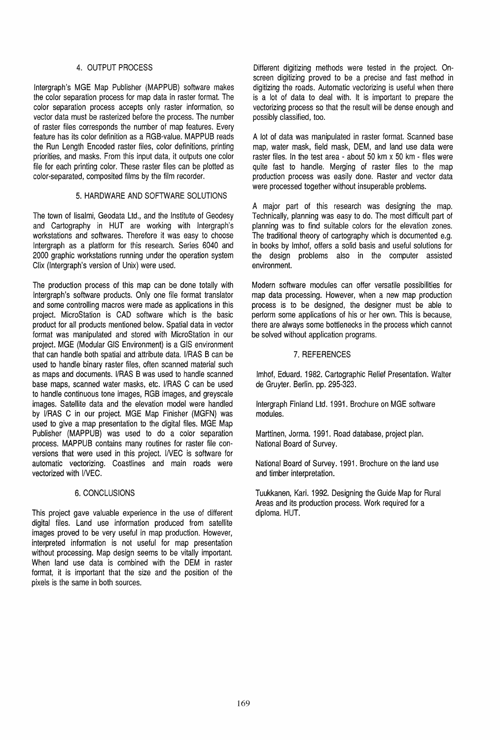## 4. OUTPUT PROCESS

Intergraph's MGE Map Publisher (MAPPUB) software makes the color separation process for map data in raster format. The color separation process accepts only raster information, so vector data must be rasterized before the process. The number of raster files corresponds the number of map features. Every feature has its color definition as a RGB-value. MAPPUB reads the Run Length Encoded raster files, color definitions, printing priorities, and masks. From this input data, it outputs one color file for each printing color. These raster files can be plotted as color-separated, composited films by the film recorder.

## 5. HARDWARE AND SOFTWARE SOLUTIONS

The town of Iisalmi, Geodata Ltd., and the Institute of Geodesy and Cartography in HUT are working with Intergraph's workstations and softwares. Therefore it was easy to choose Intergraph as a platform for this research. Series 6040 and 2000 graphic workstations running under the operation system Clix (Intergraph's version of Unix) were used.

The production process of this map can be done totally with Intergraph's software products. Only one file format translator and some controlling macros were made as applications in this project. MicroStation is CAD software which is the basic product for all products mentioned below. Spatial data in vector format was manipulated and stored with MicroStation in our project. MGE (Modular GIS Environment) is a GIS environment that can handle both spatial and attribute data. I/RAS B can be used to handle binary raster files, often scanned material such as maps and documents. I/RAS B was used to handle scanned base maps, scanned water masks, etc. I/RAS C can be used to handle continuous tone images, RGB images, and greyscale images. Satellite data and the elevation model were handled by I/RAS C in our project. MGE Map Finisher (MGFN) was used to give a map presentation to the digital files. MGE Map Publisher (MAPPUB) was used to do a color separation process. MAPPUB contains many routines for raster file conversions that were used in this project. I/VEC is software for automatic vectorizing. Coastlines and main roads were vectorized with I/VEC.

## 6. CONCLUSIONS

This project gave valuable experience in the use of different digital files. Land use information produced from satellite images proved to be very useful in map production. However, interpreted information is not useful for map presentation without processing. Map design seems to be vitally important. When land use data is combined with the DEM in raster format, it is important that the size and the position of the pixels is the same in both sources.

Different digitizing methods were tested in the project. On-screen digitizing proved to be a precise and fast method in digitizing the roads. Automatic vectorizing is useful when there is a lot of data to deal with. It is important to prepare the vectorizing process so that the result will be dense enough and possibly classified, too.

A lot of data was manipulated in raster format. Scanned base map, water mask, field mask, DEM, and land use data were raster files. In the test area - about 50 km x 50 km - files were quite fast to handle. Merging of raster files to the map production process was easily done. Raster and vector data were processed together without insuperable problems.

A major part of this research was designing the map. Technically, planning was easy to do. The most difficult part of planning was to find suitable colors for the elevation zones. The traditional theory of cartography which is documented e.g. in books by Imhof, offers a solid basis and useful solutions for the design problems also in the computer assisted environment.

Modern software modules can offer versatile possibilities for map data processing. However, when a new map production process is to be designed, the designer must be able to perform some applications of his or her own. This is because, there are always some bottlenecks in the process which cannot be solved without application programs.

## 7. REFERENCES

Imhof, Eduard. 1982. Cartographic Relief Presentation. Walter de Gruyter. Berlin. pp. 295-323.

Intergraph Finland Ltd. 1991. Brochure on MGE software modules.

Marttinen, Jorma. 1991. Road database, project plan. National Board of Survey.

National Board of Survey. 1991. Brochure on the land use and timber interpretation.

Tuukkanen, Kari. 1992. Designing the Guide Map for Rural Areas and its production process. Work required for a diploma. HUT.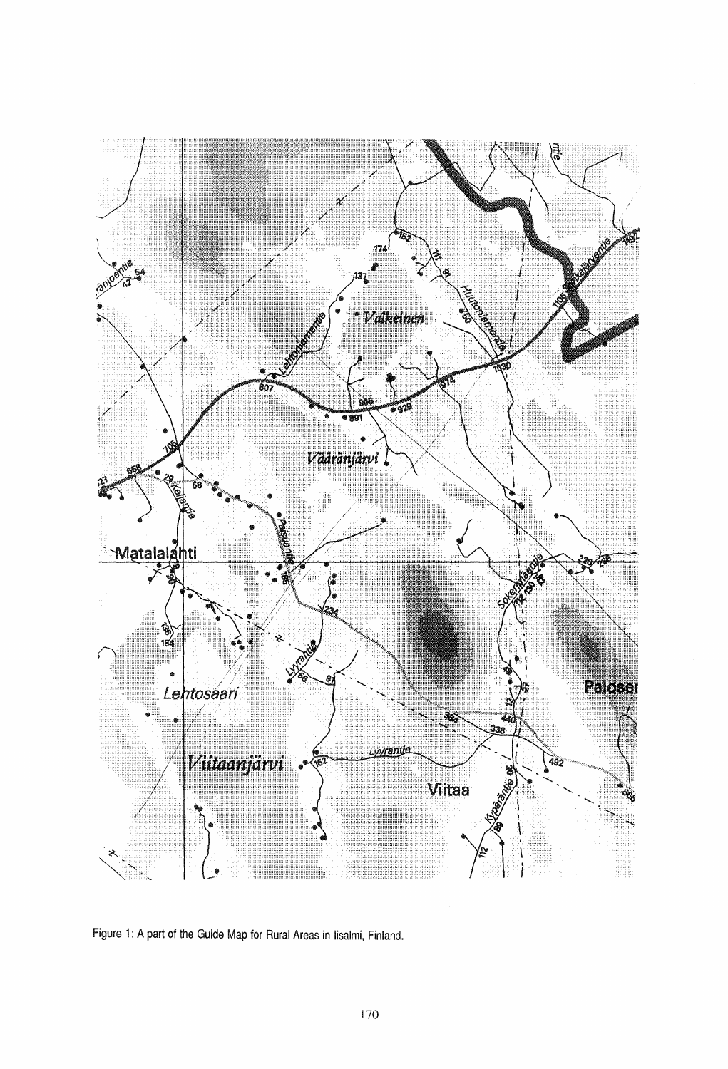Figure 1: A part of the Guide Map for Rural Areas in Iisalmi, Finland.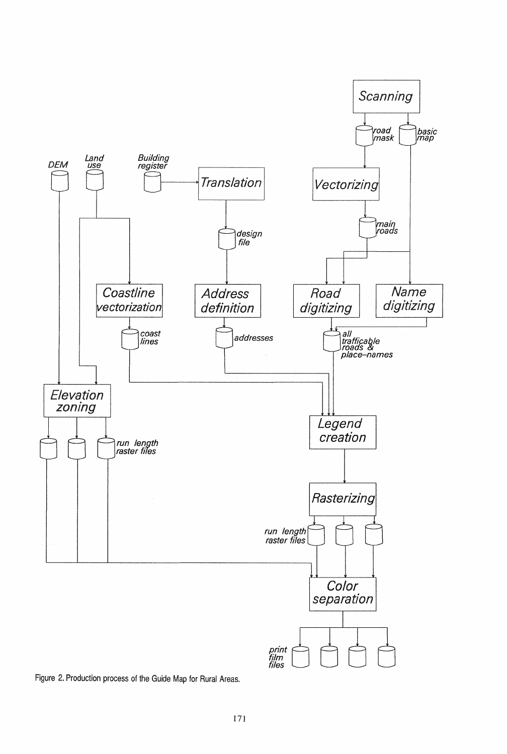Scanning

road mask

basic map

DEM

Land use

Building register

Translation

Vectorizing

design file

main roads

Coastline vectorization

Address definition

Road digitizing

Name digitizing

coast lines

addresses

all trafficable roads & place–names

Elevation zoning

Legend creation

run length raster files

Rasterizing

run length raster files

Color separation

print film files

Figure 2. Production process of the Guide Map for Rural Areas.